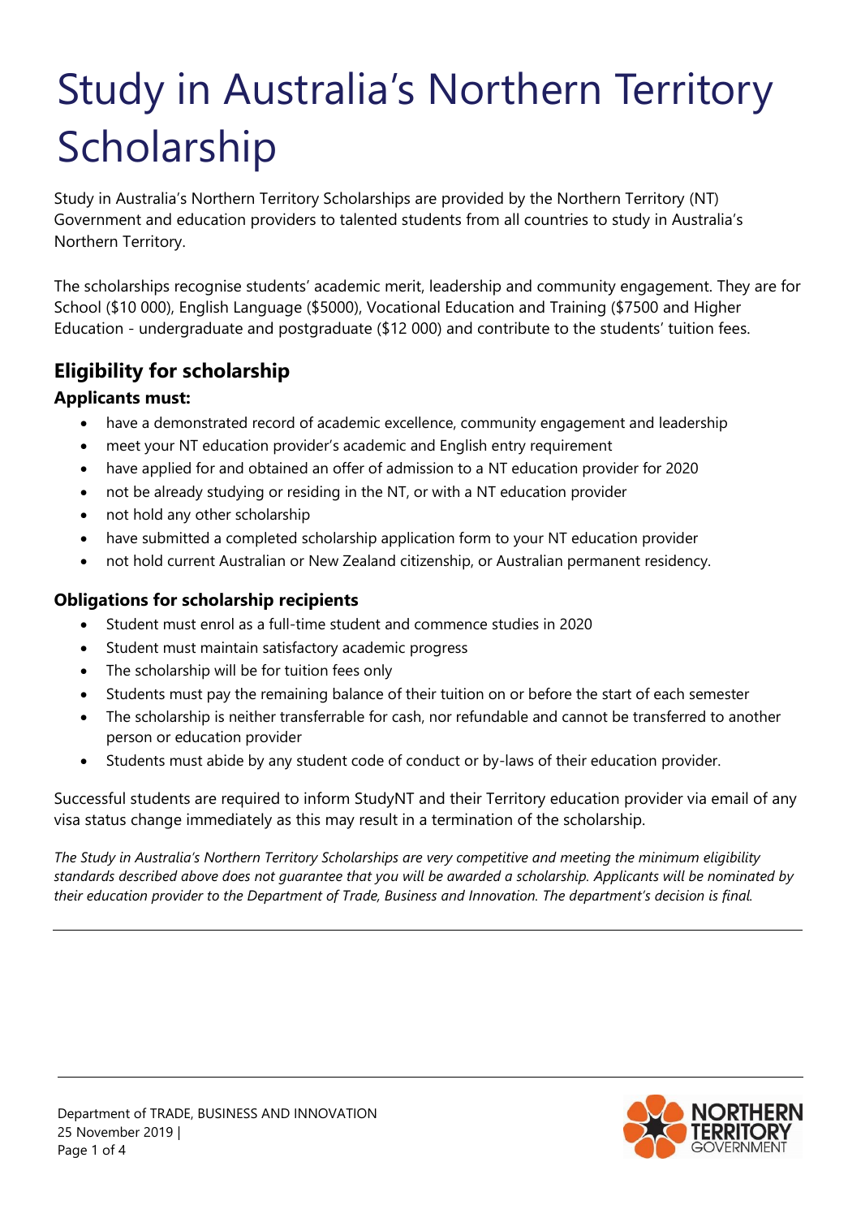# Study in Australia's Northern Territory Scholarship

Study in Australia's Northern Territory Scholarships are provided by the Northern Territory (NT) Government and education providers to talented students from all countries to study in Australia's Northern Territory.

The scholarships recognise students' academic merit, leadership and community engagement. They are for School ($10 000), English Language ($5000), Vocational Education and Training ($7500 and Higher Education - undergraduate and postgraduate ($12 000) and contribute to the students' tuition fees.

## Eligibility for scholarship

### Applicants must:

- have a demonstrated record of academic excellence, community engagement and leadership
- meet your NT education provider's academic and English entry requirement
- have applied for and obtained an offer of admission to a NT education provider for 2020
- not be already studying or residing in the NT, or with a NT education provider
- not hold any other scholarship
- have submitted a completed scholarship application form to your NT education provider
- not hold current Australian or New Zealand citizenship, or Australian permanent residency.

### Obligations for scholarship recipients

- Student must enrol as a full-time student and commence studies in 2020
- Student must maintain satisfactory academic progress
- The scholarship will be for tuition fees only
- Students must pay the remaining balance of their tuition on or before the start of each semester
- The scholarship is neither transferrable for cash, nor refundable and cannot be transferred to another person or education provider
- Students must abide by any student code of conduct or by-laws of their education provider.

Successful students are required to inform StudyNT and their Territory education provider via email of any visa status change immediately as this may result in a termination of the scholarship.

*The Study in Australia's Northern Territory Scholarships are very competitive and meeting the minimum eligibility standards described above does not guarantee that you will be awarded a scholarship. Applicants will be nominated by their education provider to the Department of Trade, Business and Innovation. The department's decision is final.*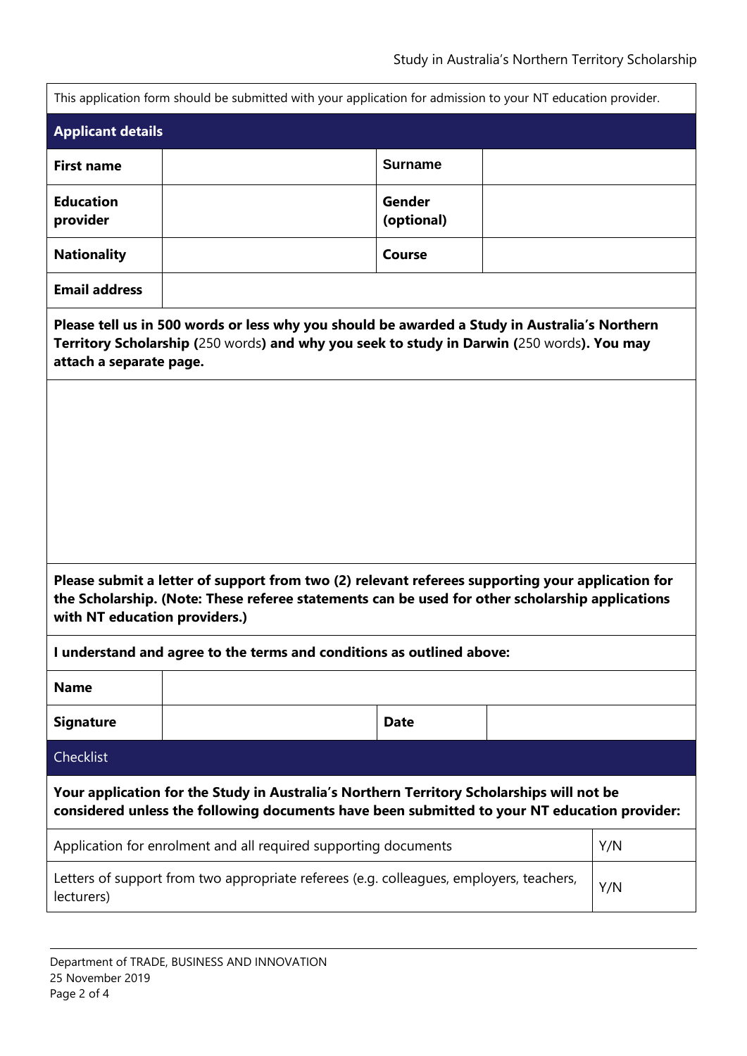This application form should be submitted with your application for admission to your NT education provider.

## Applicant details

| | | | |
|---|---|---|---|
| **First name** | | **Surname** | |
| **Education provider** | | **Gender (optional)** | |
| **Nationality** | | **Course** | |
| **Email address** | | | |

**Please tell us in 500 words or less why you should be awarded a Study in Australia's Northern Territory Scholarship (**250 words**) and why you seek to study in Darwin (**250 words**). You may attach a separate page.**

**Please submit a letter of support from two (2) relevant referees supporting your application for the Scholarship. (Note: These referee statements can be used for other scholarship applications with NT education providers.)**

**I understand and agree to the terms and conditions as outlined above:**

| | | | |
|---|---|---|---|
| **Name** | | | |
| **Signature** | | **Date** | |

## Checklist

**Your application for the Study in Australia's Northern Territory Scholarships will not be considered unless the following documents have been submitted to your NT education provider:**

| | |
|---|---|
| Application for enrolment and all required supporting documents | Y/N |
| Letters of support from two appropriate referees (e.g. colleagues, employers, teachers, lecturers) | Y/N |

Department of TRADE, BUSINESS AND INNOVATION
25 November 2019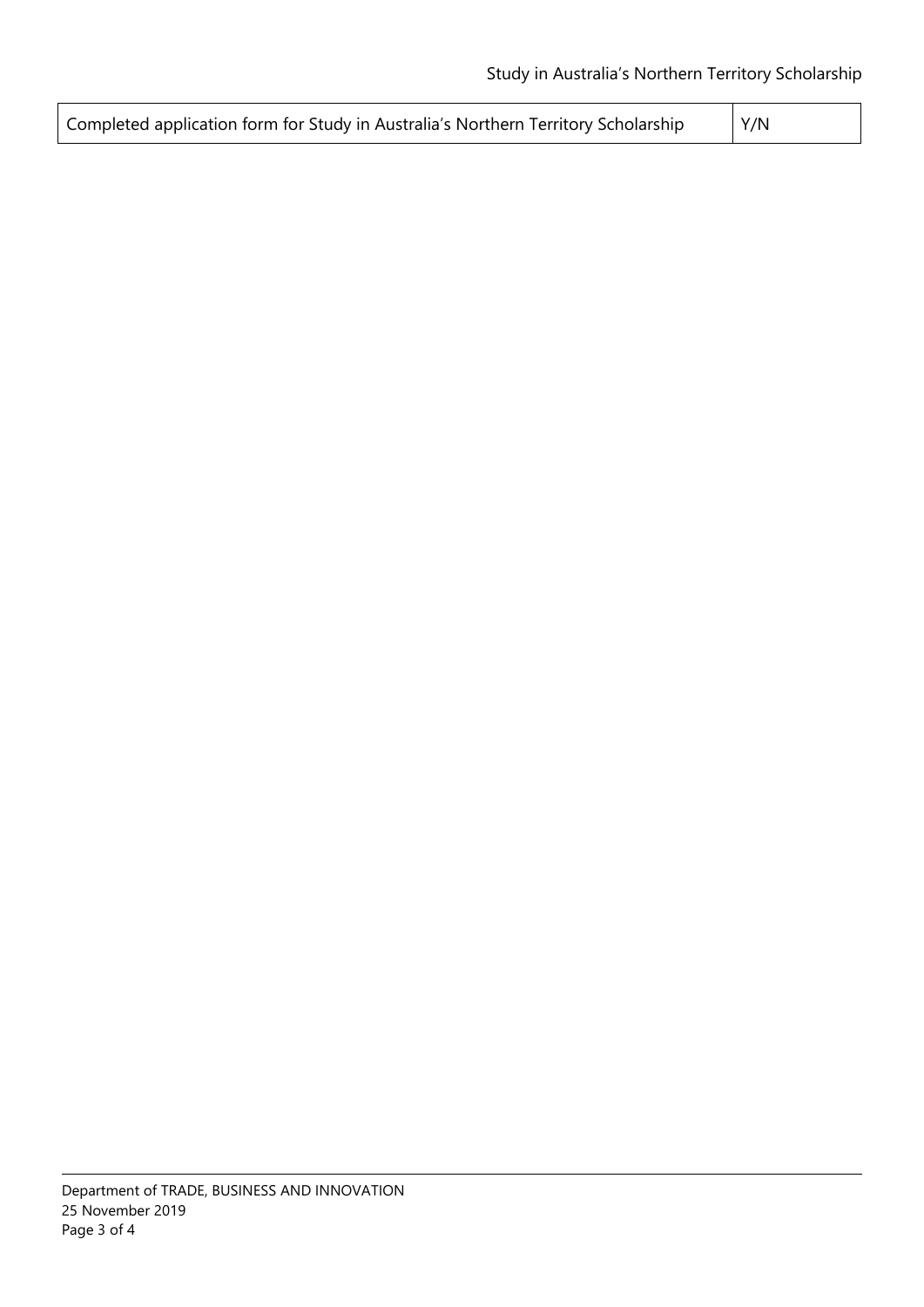| Completed application form for Study in Australia's Northern Territory Scholarship | Y/N |
|---|---|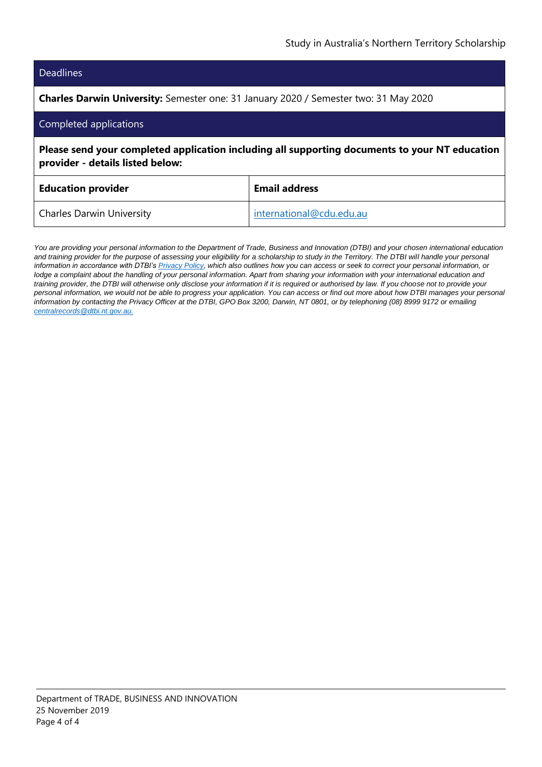## Deadlines

**Charles Darwin University:** Semester one: 31 January 2020 / Semester two: 31 May 2020

## Completed applications

**Please send your completed application including all supporting documents to your NT education provider - details listed below:**

| **Education provider** | **Email address** |
|---|---|
| Charles Darwin University | international@cdu.edu.au |

*You are providing your personal information to the Department of Trade, Business and Innovation (DTBI) and your chosen international education and training provider for the purpose of assessing your eligibility for a scholarship to study in the Territory. The DTBI will handle your personal information in accordance with DTBI's Privacy Policy, which also outlines how you can access or seek to correct your personal information, or lodge a complaint about the handling of your personal information. Apart from sharing your information with your international education and training provider, the DTBI will otherwise only disclose your information if it is required or authorised by law. If you choose not to provide your personal information, we would not be able to progress your application. You can access or find out more about how DTBI manages your personal information by contacting the Privacy Officer at the DTBI, GPO Box 3200, Darwin, NT 0801, or by telephoning (08) 8999 9172 or emailing centralrecords@dtbi.nt.gov.au.*